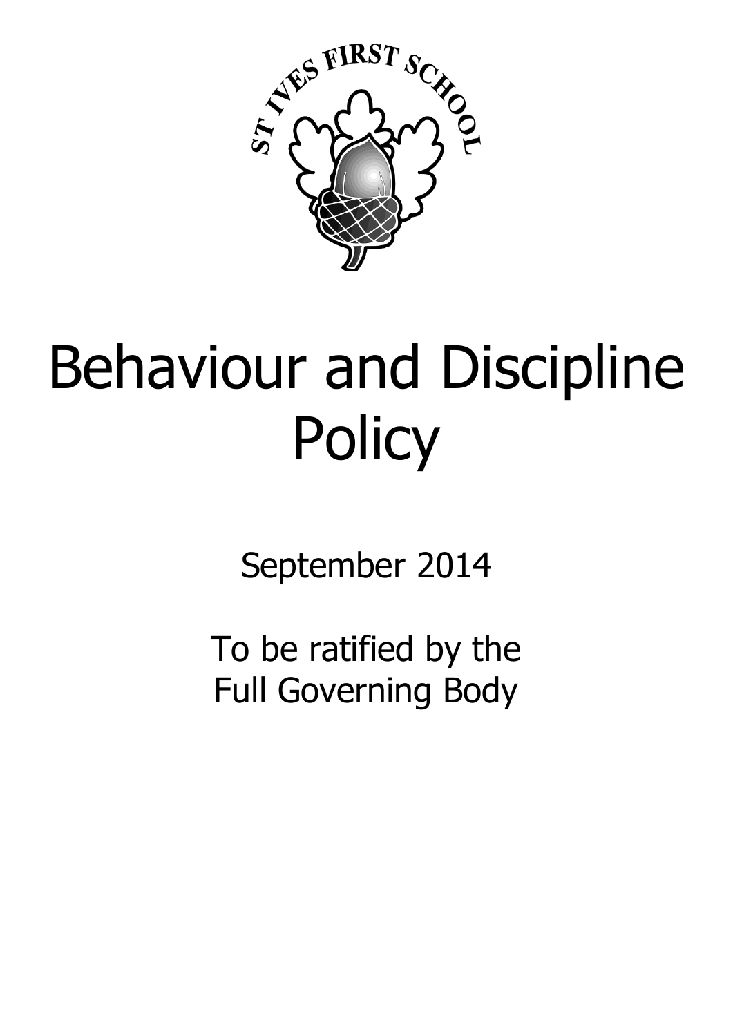ST IVES FIRST SCHOOL

# Behaviour and Discipline Policy

September 2014

To be ratified by the
Full Governing Body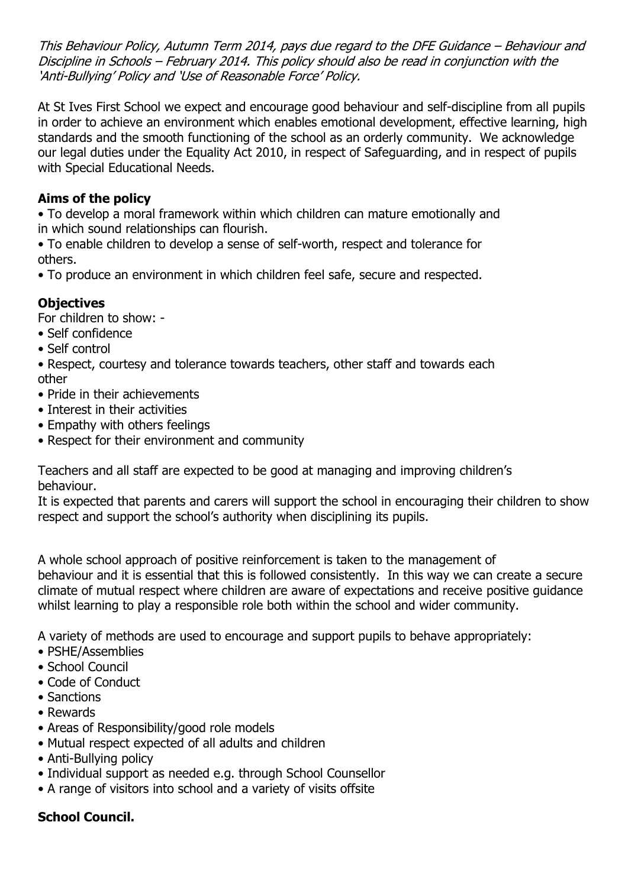*This Behaviour Policy, Autumn Term 2014, pays due regard to the DFE Guidance – Behaviour and Discipline in Schools – February 2014. This policy should also be read in conjunction with the 'Anti-Bullying' Policy and 'Use of Reasonable Force' Policy.*

At St Ives First School we expect and encourage good behaviour and self-discipline from all pupils in order to achieve an environment which enables emotional development, effective learning, high standards and the smooth functioning of the school as an orderly community. We acknowledge our legal duties under the Equality Act 2010, in respect of Safeguarding, and in respect of pupils with Special Educational Needs.

**Aims of the policy**

- To develop a moral framework within which children can mature emotionally and in which sound relationships can flourish.
- To enable children to develop a sense of self-worth, respect and tolerance for others.
- To produce an environment in which children feel safe, secure and respected.

**Objectives**

For children to show: -

- Self confidence
- Self control
- Respect, courtesy and tolerance towards teachers, other staff and towards each other
- Pride in their achievements
- Interest in their activities
- Empathy with others feelings
- Respect for their environment and community

Teachers and all staff are expected to be good at managing and improving children's behaviour.

It is expected that parents and carers will support the school in encouraging their children to show respect and support the school's authority when disciplining its pupils.

A whole school approach of positive reinforcement is taken to the management of behaviour and it is essential that this is followed consistently. In this way we can create a secure climate of mutual respect where children are aware of expectations and receive positive guidance whilst learning to play a responsible role both within the school and wider community.

A variety of methods are used to encourage and support pupils to behave appropriately:

- PSHE/Assemblies
- School Council
- Code of Conduct
- Sanctions
- Rewards
- Areas of Responsibility/good role models
- Mutual respect expected of all adults and children
- Anti-Bullying policy
- Individual support as needed e.g. through School Counsellor
- A range of visitors into school and a variety of visits offsite

**School Council.**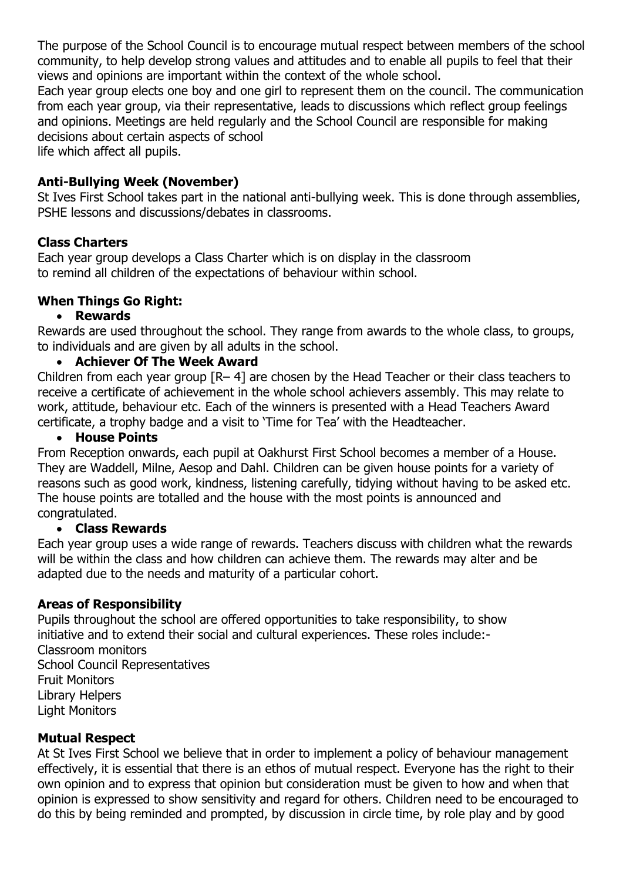The purpose of the School Council is to encourage mutual respect between members of the school community, to help develop strong values and attitudes and to enable all pupils to feel that their views and opinions are important within the context of the whole school.
Each year group elects one boy and one girl to represent them on the council. The communication from each year group, via their representative, leads to discussions which reflect group feelings and opinions. Meetings are held regularly and the School Council are responsible for making decisions about certain aspects of school
life which affect all pupils.

**Anti-Bullying Week (November)**
St Ives First School takes part in the national anti-bullying week. This is done through assemblies, PSHE lessons and discussions/debates in classrooms.

**Class Charters**
Each year group develops a Class Charter which is on display in the classroom
to remind all children of the expectations of behaviour within school.

**When Things Go Right:**

- **Rewards**

Rewards are used throughout the school. They range from awards to the whole class, to groups, to individuals and are given by all adults in the school.

- **Achiever Of The Week Award**

Children from each year group [R– 4] are chosen by the Head Teacher or their class teachers to receive a certificate of achievement in the whole school achievers assembly. This may relate to work, attitude, behaviour etc. Each of the winners is presented with a Head Teachers Award certificate, a trophy badge and a visit to 'Time for Tea' with the Headteacher.

- **House Points**

From Reception onwards, each pupil at Oakhurst First School becomes a member of a House. They are Waddell, Milne, Aesop and Dahl. Children can be given house points for a variety of reasons such as good work, kindness, listening carefully, tidying without having to be asked etc. The house points are totalled and the house with the most points is announced and congratulated.

- **Class Rewards**

Each year group uses a wide range of rewards. Teachers discuss with children what the rewards will be within the class and how children can achieve them. The rewards may alter and be adapted due to the needs and maturity of a particular cohort.

**Areas of Responsibility**
Pupils throughout the school are offered opportunities to take responsibility, to show initiative and to extend their social and cultural experiences. These roles include:-
Classroom monitors
School Council Representatives
Fruit Monitors
Library Helpers
Light Monitors

**Mutual Respect**
At St Ives First School we believe that in order to implement a policy of behaviour management effectively, it is essential that there is an ethos of mutual respect. Everyone has the right to their own opinion and to express that opinion but consideration must be given to how and when that opinion is expressed to show sensitivity and regard for others. Children need to be encouraged to do this by being reminded and prompted, by discussion in circle time, by role play and by good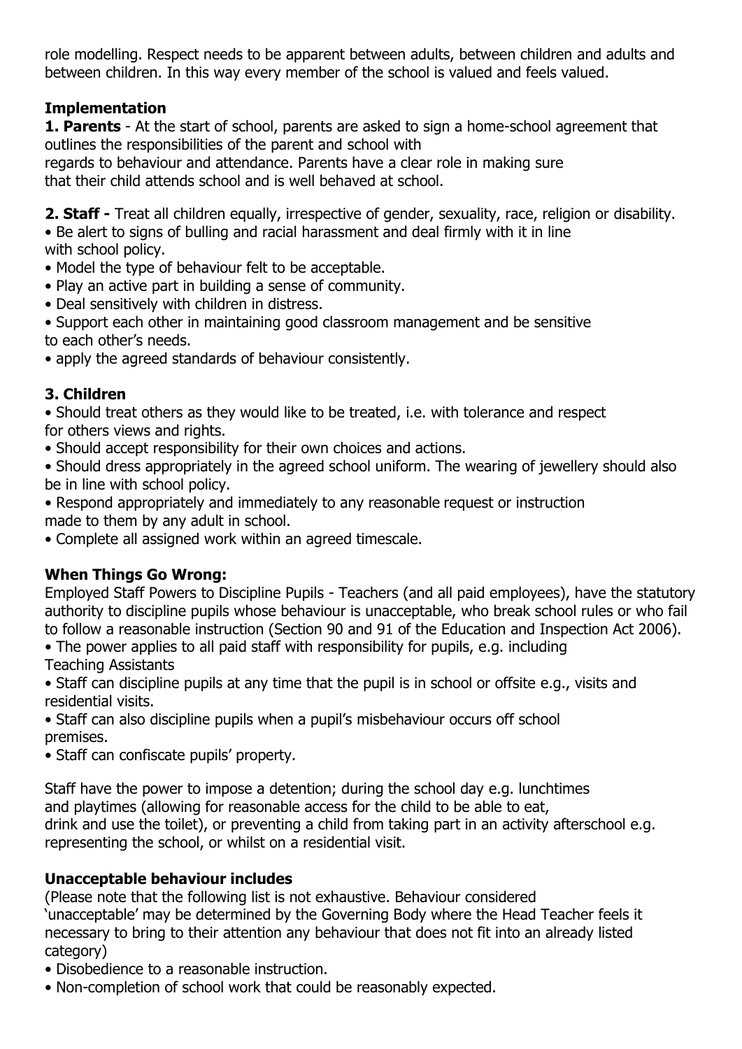role modelling. Respect needs to be apparent between adults, between children and adults and between children. In this way every member of the school is valued and feels valued.

**Implementation**

**1. Parents** - At the start of school, parents are asked to sign a home-school agreement that outlines the responsibilities of the parent and school with regards to behaviour and attendance. Parents have a clear role in making sure that their child attends school and is well behaved at school.

**2. Staff -** Treat all children equally, irrespective of gender, sexuality, race, religion or disability.

- Be alert to signs of bulling and racial harassment and deal firmly with it in line with school policy.
- Model the type of behaviour felt to be acceptable.
- Play an active part in building a sense of community.
- Deal sensitively with children in distress.
- Support each other in maintaining good classroom management and be sensitive to each other's needs.
- apply the agreed standards of behaviour consistently.

**3. Children**

- Should treat others as they would like to be treated, i.e. with tolerance and respect for others views and rights.
- Should accept responsibility for their own choices and actions.
- Should dress appropriately in the agreed school uniform. The wearing of jewellery should also be in line with school policy.
- Respond appropriately and immediately to any reasonable request or instruction made to them by any adult in school.
- Complete all assigned work within an agreed timescale.

**When Things Go Wrong:**

Employed Staff Powers to Discipline Pupils - Teachers (and all paid employees), have the statutory authority to discipline pupils whose behaviour is unacceptable, who break school rules or who fail to follow a reasonable instruction (Section 90 and 91 of the Education and Inspection Act 2006).

- The power applies to all paid staff with responsibility for pupils, e.g. including Teaching Assistants
- Staff can discipline pupils at any time that the pupil is in school or offsite e.g., visits and residential visits.
- Staff can also discipline pupils when a pupil's misbehaviour occurs off school premises.
- Staff can confiscate pupils' property.

Staff have the power to impose a detention; during the school day e.g. lunchtimes and playtimes (allowing for reasonable access for the child to be able to eat, drink and use the toilet), or preventing a child from taking part in an activity afterschool e.g. representing the school, or whilst on a residential visit.

**Unacceptable behaviour includes**

(Please note that the following list is not exhaustive. Behaviour considered 'unacceptable' may be determined by the Governing Body where the Head Teacher feels it necessary to bring to their attention any behaviour that does not fit into an already listed category)

- Disobedience to a reasonable instruction.
- Non-completion of school work that could be reasonably expected.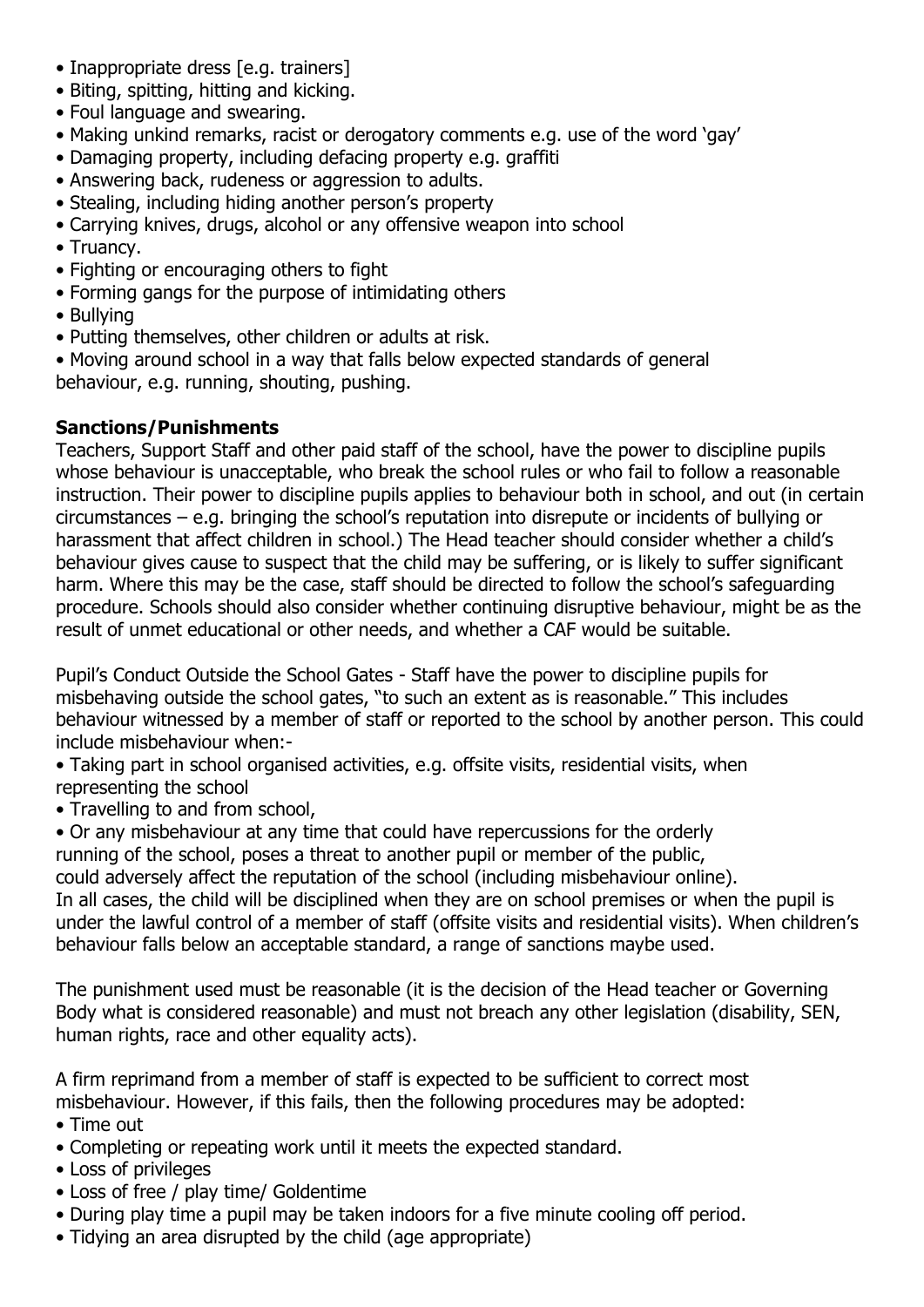- Inappropriate dress [e.g. trainers]
- Biting, spitting, hitting and kicking.
- Foul language and swearing.
- Making unkind remarks, racist or derogatory comments e.g. use of the word 'gay'
- Damaging property, including defacing property e.g. graffiti
- Answering back, rudeness or aggression to adults.
- Stealing, including hiding another person's property
- Carrying knives, drugs, alcohol or any offensive weapon into school
- Truancy.
- Fighting or encouraging others to fight
- Forming gangs for the purpose of intimidating others
- Bullying
- Putting themselves, other children or adults at risk.
- Moving around school in a way that falls below expected standards of general behaviour, e.g. running, shouting, pushing.

**Sanctions/Punishments**

Teachers, Support Staff and other paid staff of the school, have the power to discipline pupils whose behaviour is unacceptable, who break the school rules or who fail to follow a reasonable instruction. Their power to discipline pupils applies to behaviour both in school, and out (in certain circumstances – e.g. bringing the school's reputation into disrepute or incidents of bullying or harassment that affect children in school.) The Head teacher should consider whether a child's behaviour gives cause to suspect that the child may be suffering, or is likely to suffer significant harm. Where this may be the case, staff should be directed to follow the school's safeguarding procedure. Schools should also consider whether continuing disruptive behaviour, might be as the result of unmet educational or other needs, and whether a CAF would be suitable.

Pupil's Conduct Outside the School Gates - Staff have the power to discipline pupils for misbehaving outside the school gates, "to such an extent as is reasonable." This includes behaviour witnessed by a member of staff or reported to the school by another person. This could include misbehaviour when:-

- Taking part in school organised activities, e.g. offsite visits, residential visits, when representing the school
- Travelling to and from school,
- Or any misbehaviour at any time that could have repercussions for the orderly running of the school, poses a threat to another pupil or member of the public, could adversely affect the reputation of the school (including misbehaviour online).

In all cases, the child will be disciplined when they are on school premises or when the pupil is under the lawful control of a member of staff (offsite visits and residential visits). When children's behaviour falls below an acceptable standard, a range of sanctions maybe used.

The punishment used must be reasonable (it is the decision of the Head teacher or Governing Body what is considered reasonable) and must not breach any other legislation (disability, SEN, human rights, race and other equality acts).

A firm reprimand from a member of staff is expected to be sufficient to correct most misbehaviour. However, if this fails, then the following procedures may be adopted:

- Time out
- Completing or repeating work until it meets the expected standard.
- Loss of privileges
- Loss of free / play time/ Goldentime
- During play time a pupil may be taken indoors for a five minute cooling off period.
- Tidying an area disrupted by the child (age appropriate)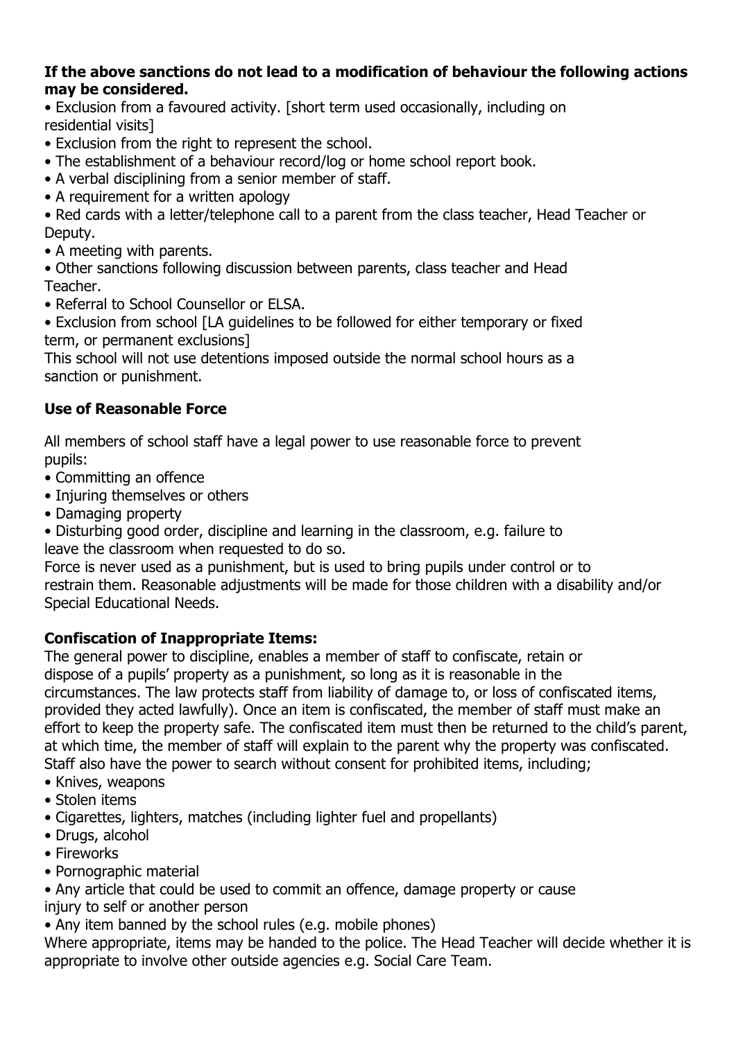**If the above sanctions do not lead to a modification of behaviour the following actions may be considered.**

- Exclusion from a favoured activity. [short term used occasionally, including on residential visits]
- Exclusion from the right to represent the school.
- The establishment of a behaviour record/log or home school report book.
- A verbal disciplining from a senior member of staff.
- A requirement for a written apology
- Red cards with a letter/telephone call to a parent from the class teacher, Head Teacher or Deputy.
- A meeting with parents.
- Other sanctions following discussion between parents, class teacher and Head Teacher.
- Referral to School Counsellor or ELSA.
- Exclusion from school [LA guidelines to be followed for either temporary or fixed term, or permanent exclusions]

This school will not use detentions imposed outside the normal school hours as a sanction or punishment.

**Use of Reasonable Force**

All members of school staff have a legal power to use reasonable force to prevent pupils:

- Committing an offence
- Injuring themselves or others
- Damaging property
- Disturbing good order, discipline and learning in the classroom, e.g. failure to leave the classroom when requested to do so.

Force is never used as a punishment, but is used to bring pupils under control or to restrain them. Reasonable adjustments will be made for those children with a disability and/or Special Educational Needs.

**Confiscation of Inappropriate Items:**

The general power to discipline, enables a member of staff to confiscate, retain or dispose of a pupils' property as a punishment, so long as it is reasonable in the circumstances. The law protects staff from liability of damage to, or loss of confiscated items, provided they acted lawfully). Once an item is confiscated, the member of staff must make an effort to keep the property safe. The confiscated item must then be returned to the child's parent, at which time, the member of staff will explain to the parent why the property was confiscated. Staff also have the power to search without consent for prohibited items, including;

- Knives, weapons
- Stolen items
- Cigarettes, lighters, matches (including lighter fuel and propellants)
- Drugs, alcohol
- Fireworks
- Pornographic material
- Any article that could be used to commit an offence, damage property or cause injury to self or another person
- Any item banned by the school rules (e.g. mobile phones)

Where appropriate, items may be handed to the police. The Head Teacher will decide whether it is appropriate to involve other outside agencies e.g. Social Care Team.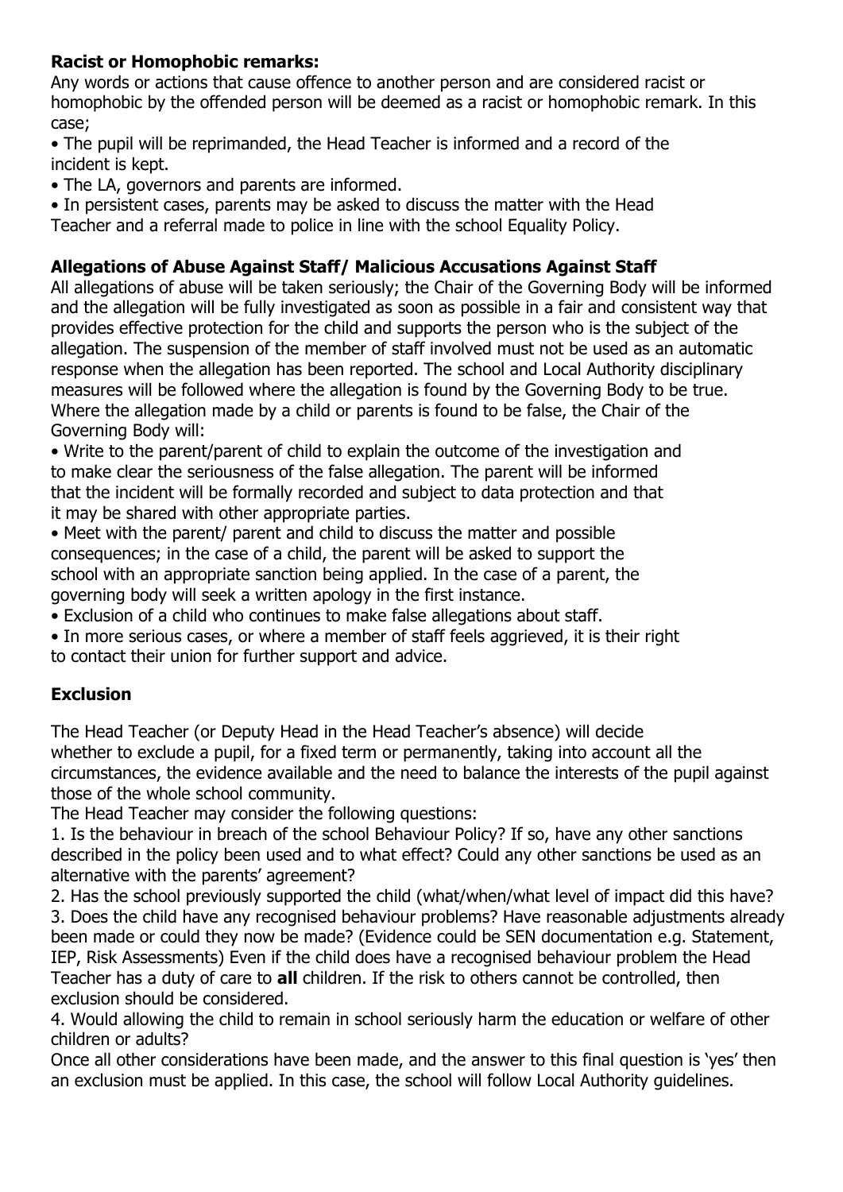**Racist or Homophobic remarks:**

Any words or actions that cause offence to another person and are considered racist or homophobic by the offended person will be deemed as a racist or homophobic remark. In this case;

- The pupil will be reprimanded, the Head Teacher is informed and a record of the incident is kept.
- The LA, governors and parents are informed.
- In persistent cases, parents may be asked to discuss the matter with the Head Teacher and a referral made to police in line with the school Equality Policy.

**Allegations of Abuse Against Staff/ Malicious Accusations Against Staff**

All allegations of abuse will be taken seriously; the Chair of the Governing Body will be informed and the allegation will be fully investigated as soon as possible in a fair and consistent way that provides effective protection for the child and supports the person who is the subject of the allegation. The suspension of the member of staff involved must not be used as an automatic response when the allegation has been reported. The school and Local Authority disciplinary measures will be followed where the allegation is found by the Governing Body to be true. Where the allegation made by a child or parents is found to be false, the Chair of the Governing Body will:

- Write to the parent/parent of child to explain the outcome of the investigation and to make clear the seriousness of the false allegation. The parent will be informed that the incident will be formally recorded and subject to data protection and that it may be shared with other appropriate parties.
- Meet with the parent/ parent and child to discuss the matter and possible consequences; in the case of a child, the parent will be asked to support the school with an appropriate sanction being applied. In the case of a parent, the governing body will seek a written apology in the first instance.
- Exclusion of a child who continues to make false allegations about staff.
- In more serious cases, or where a member of staff feels aggrieved, it is their right to contact their union for further support and advice.

**Exclusion**

The Head Teacher (or Deputy Head in the Head Teacher's absence) will decide whether to exclude a pupil, for a fixed term or permanently, taking into account all the circumstances, the evidence available and the need to balance the interests of the pupil against those of the whole school community.

The Head Teacher may consider the following questions:

1. Is the behaviour in breach of the school Behaviour Policy? If so, have any other sanctions described in the policy been used and to what effect? Could any other sanctions be used as an alternative with the parents' agreement?
2. Has the school previously supported the child (what/when/what level of impact did this have?
3. Does the child have any recognised behaviour problems? Have reasonable adjustments already been made or could they now be made? (Evidence could be SEN documentation e.g. Statement, IEP, Risk Assessments) Even if the child does have a recognised behaviour problem the Head Teacher has a duty of care to **all** children. If the risk to others cannot be controlled, then exclusion should be considered.
4. Would allowing the child to remain in school seriously harm the education or welfare of other children or adults?

Once all other considerations have been made, and the answer to this final question is 'yes' then an exclusion must be applied. In this case, the school will follow Local Authority guidelines.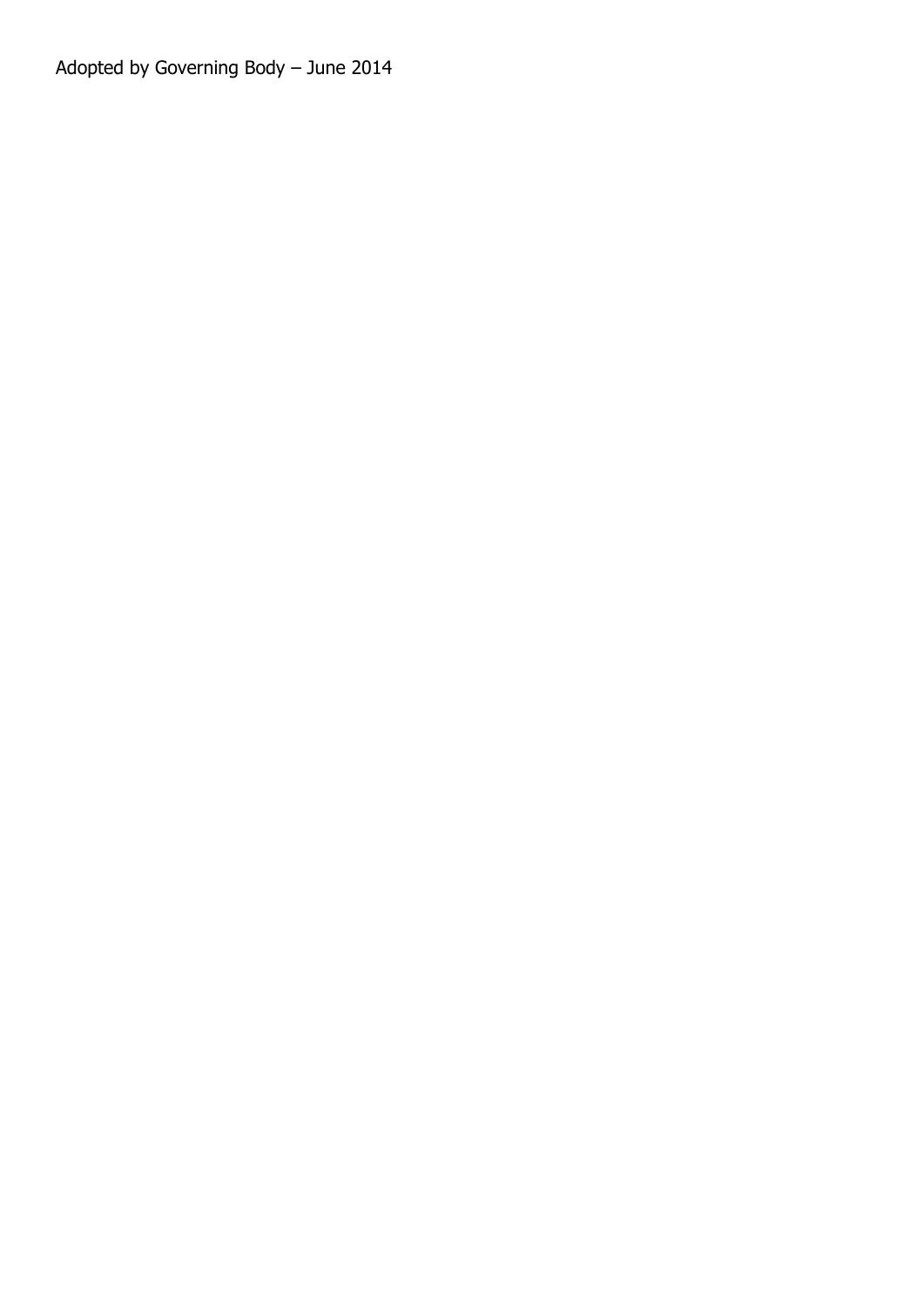Adopted by Governing Body – June 2014